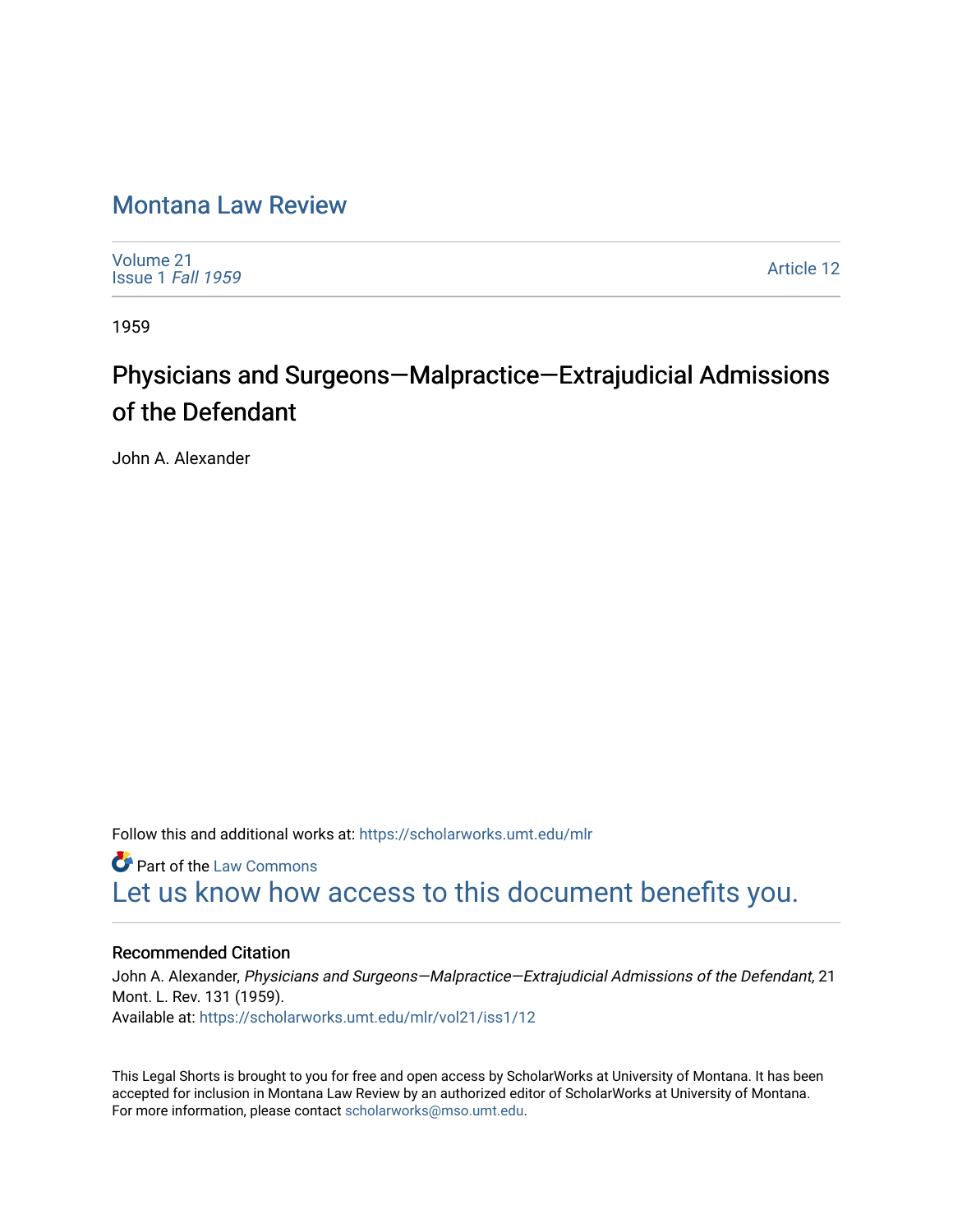# Montana Law Review

Volume 21
Issue 1 *Fall 1959*

Article 12

1959

## Physicians and Surgeons—Malpractice—Extrajudicial Admissions of the Defendant

John A. Alexander

Follow this and additional works at: https://scholarworks.umt.edu/mlr

Part of the Law Commons

Let us know how access to this document benefits you.

### Recommended Citation

John A. Alexander, *Physicians and Surgeons—Malpractice—Extrajudicial Admissions of the Defendant,* 21 Mont. L. Rev. 131 (1959).
Available at: https://scholarworks.umt.edu/mlr/vol21/iss1/12

This Legal Shorts is brought to you for free and open access by ScholarWorks at University of Montana. It has been accepted for inclusion in Montana Law Review by an authorized editor of ScholarWorks at University of Montana. For more information, please contact scholarworks@mso.umt.edu.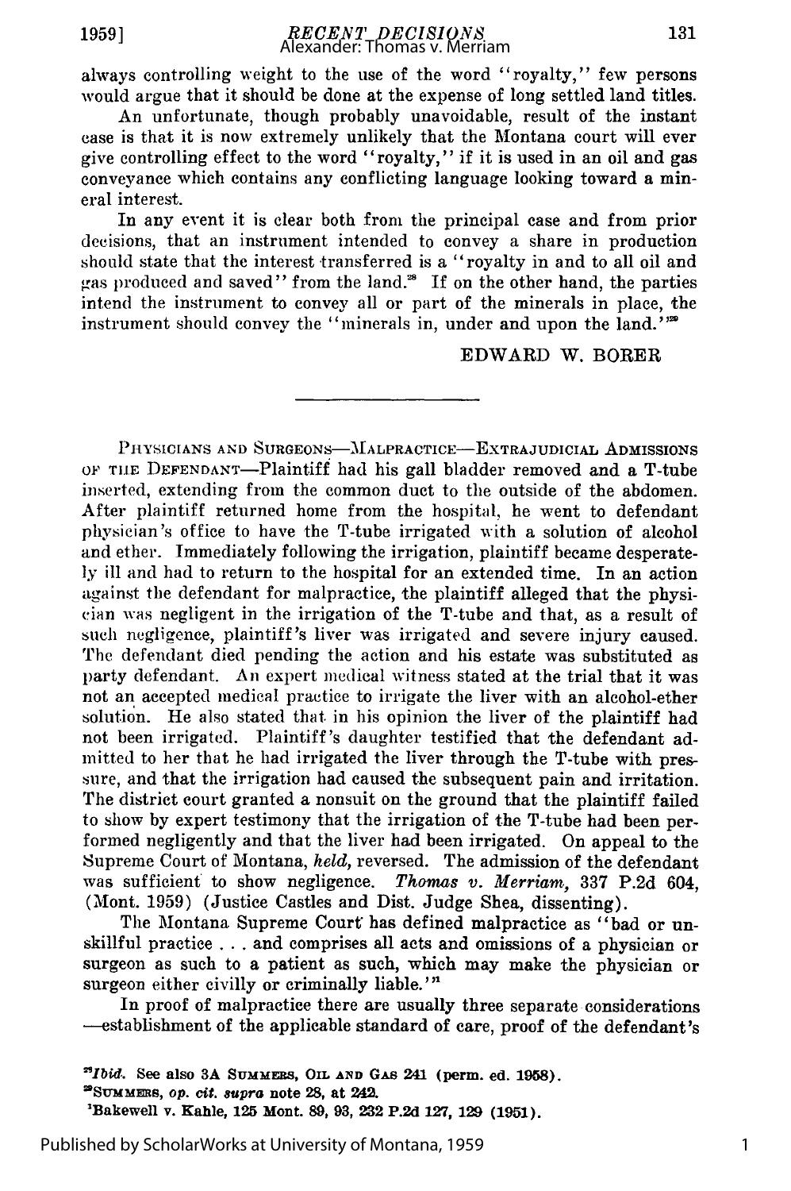always controlling weight to the use of the word "royalty," few persons would argue that it should be done at the expense of long settled land titles.

An unfortunate, though probably unavoidable, result of the instant case is that it is now extremely unlikely that the Montana court will ever give controlling effect to the word "royalty," if it is used in an oil and gas conveyance which contains any conflicting language looking toward a mineral interest.

In any event it is clear both from the principal case and from prior decisions, that an instrument intended to convey a share in production should state that the interest transferred is a "royalty in and to all oil and gas produced and saved" from the land.[28] If on the other hand, the parties intend the instrument to convey all or part of the minerals in place, the instrument should convey the "minerals in, under and upon the land."[29]

EDWARD W. BORER

---

PHYSICIANS AND SURGEONS—MALPRACTICE—EXTRAJUDICIAL ADMISSIONS OF THE DEFENDANT—Plaintiff had his gall bladder removed and a T-tube inserted, extending from the common duct to the outside of the abdomen. After plaintiff returned home from the hospital, he went to defendant physician's office to have the T-tube irrigated with a solution of alcohol and ether. Immediately following the irrigation, plaintiff became desperately ill and had to return to the hospital for an extended time. In an action against the defendant for malpractice, the plaintiff alleged that the physician was negligent in the irrigation of the T-tube and that, as a result of such negligence, plaintiff's liver was irrigated and severe injury caused. The defendant died pending the action and his estate was substituted as party defendant. An expert medical witness stated at the trial that it was not an accepted medical practice to irrigate the liver with an alcohol-ether solution. He also stated that in his opinion the liver of the plaintiff had not been irrigated. Plaintiff's daughter testified that the defendant admitted to her that he had irrigated the liver through the T-tube with pressure, and that the irrigation had caused the subsequent pain and irritation. The district court granted a nonsuit on the ground that the plaintiff failed to show by expert testimony that the irrigation of the T-tube had been performed negligently and that the liver had been irrigated. On appeal to the Supreme Court of Montana, *held*, reversed. The admission of the defendant was sufficient to show negligence. *Thomas v. Merriam*, 337 P.2d 604, (Mont. 1959) (Justice Castles and Dist. Judge Shea, dissenting).

The Montana Supreme Court has defined malpractice as "bad or unskillful practice . . . and comprises all acts and omissions of a physician or surgeon as such to a patient as such, which may make the physician or surgeon either civilly or criminally liable."[1]

In proof of malpractice there are usually three separate considerations —establishment of the applicable standard of care, proof of the defendant's

[28]*Ibid.* See also 3A SUMMERS, OIL AND GAS 241 (perm. ed. 1958).

[29]SUMMERS, *op. cit. supra* note 28, at 242.

[1]Bakewell v. Kahle, 125 Mont. 89, 93, 232 P.2d 127, 129 (1951).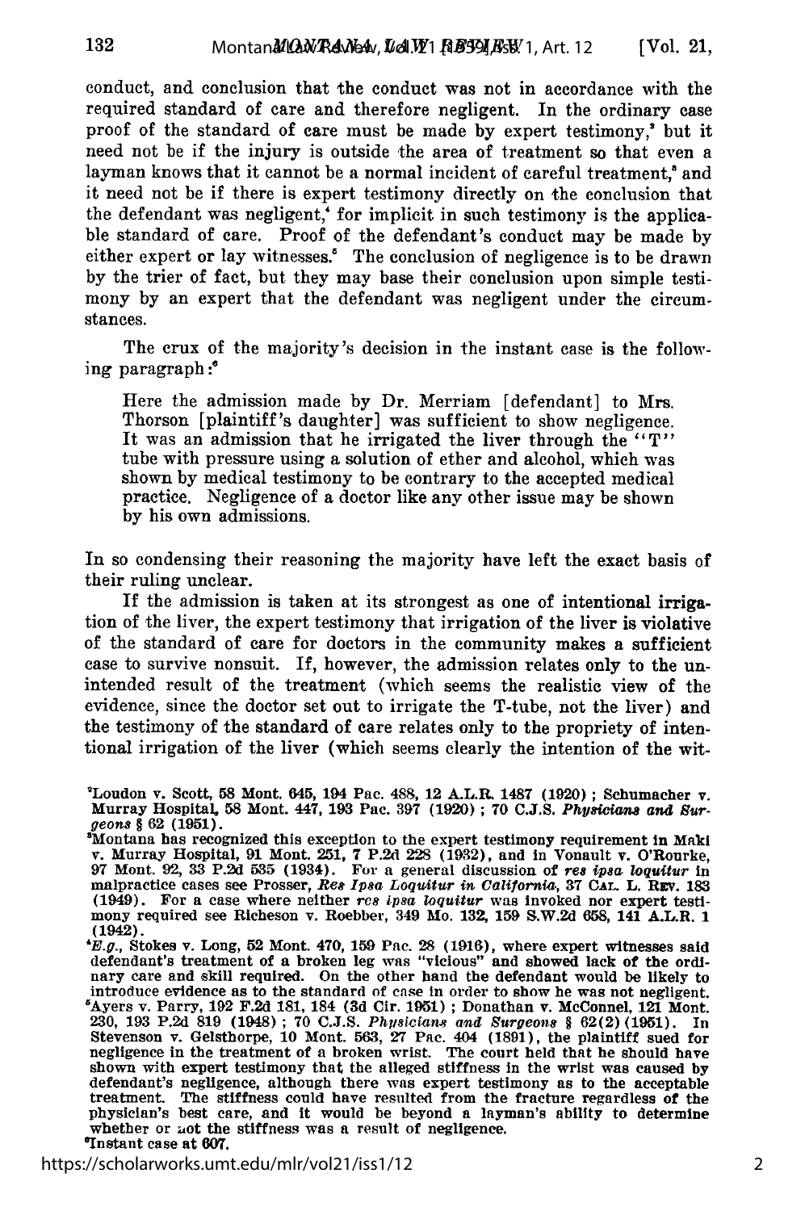conduct, and conclusion that the conduct was not in accordance with the required standard of care and therefore negligent. In the ordinary case proof of the standard of care must be made by expert testimony,[2] but it need not be if the injury is outside the area of treatment so that even a layman knows that it cannot be a normal incident of careful treatment,[3] and it need not be if there is expert testimony directly on the conclusion that the defendant was negligent,[4] for implicit in such testimony is the applicable standard of care. Proof of the defendant's conduct may be made by either expert or lay witnesses.[5] The conclusion of negligence is to be drawn by the trier of fact, but they may base their conclusion upon simple testimony by an expert that the defendant was negligent under the circumstances.

The crux of the majority's decision in the instant case is the following paragraph:[6]

> Here the admission made by Dr. Merriam [defendant] to Mrs. Thorson [plaintiff's daughter] was sufficient to show negligence. It was an admission that he irrigated the liver through the "T" tube with pressure using a solution of ether and alcohol, which was shown by medical testimony to be contrary to the accepted medical practice. Negligence of a doctor like any other issue may be shown by his own admissions.

In so condensing their reasoning the majority have left the exact basis of their ruling unclear.

If the admission is taken at its strongest as one of intentional irrigation of the liver, the expert testimony that irrigation of the liver is violative of the standard of care for doctors in the community makes a sufficient case to survive nonsuit. If, however, the admission relates only to the unintended result of the treatment (which seems the realistic view of the evidence, since the doctor set out to irrigate the T-tube, not the liver) and the testimony of the standard of care relates only to the propriety of intentional irrigation of the liver (which seems clearly the intention of the wit-

---

[2]Loudon v. Scott, 58 Mont. 645, 194 Pac. 488, 12 A.L.R. 1487 (1920); Schumacher v. Murray Hospital, 58 Mont. 447, 193 Pac. 397 (1920); 70 C.J.S. *Physicians and Surgeons* § 62 (1951).

[3]Montana has recognized this exception to the expert testimony requirement in Maki v. Murray Hospital, 91 Mont. 251, 7 P.2d 228 (1932), and in Vonault v. O'Rourke, 97 Mont. 92, 33 P.2d 535 (1934). For a general discussion of *res ipsa loquitur* in malpractice cases see Prosser, *Res Ipsa Loquitur in California*, 37 CAL. L. REV. 183 (1949). For a case where neither *res ipsa loquitur* was invoked nor expert testimony required see Richeson v. Roebber, 349 Mo. 132, 159 S.W.2d 658, 141 A.L.R. 1 (1942).

[4]*E.g.*, Stokes v. Long, 52 Mont. 470, 159 Pac. 28 (1916), where expert witnesses said defendant's treatment of a broken leg was "vicious" and showed lack of the ordinary care and skill required. On the other hand the defendant would be likely to introduce evidence as to the standard of care in order to show he was not negligent.

[5]Ayers v. Parry, 192 F.2d 181, 184 (3d Cir. 1951); Donathan v. McConnel, 121 Mont. 230, 193 P.2d 819 (1948); 70 C.J.S. *Physicians and Surgeons* § 62(2) (1951). In Stevenson v. Gelsthorpe, 10 Mont. 563, 27 Pac. 404 (1891), the plaintiff sued for negligence in the treatment of a broken wrist. The court held that he should have shown with expert testimony that the alleged stiffness in the wrist was caused by defendant's negligence, although there was expert testimony as to the acceptable treatment. The stiffness could have resulted from the fracture regardless of the physician's best care, and it would be beyond a layman's ability to determine whether or not the stiffness was a result of negligence.

[6]Instant case at 607.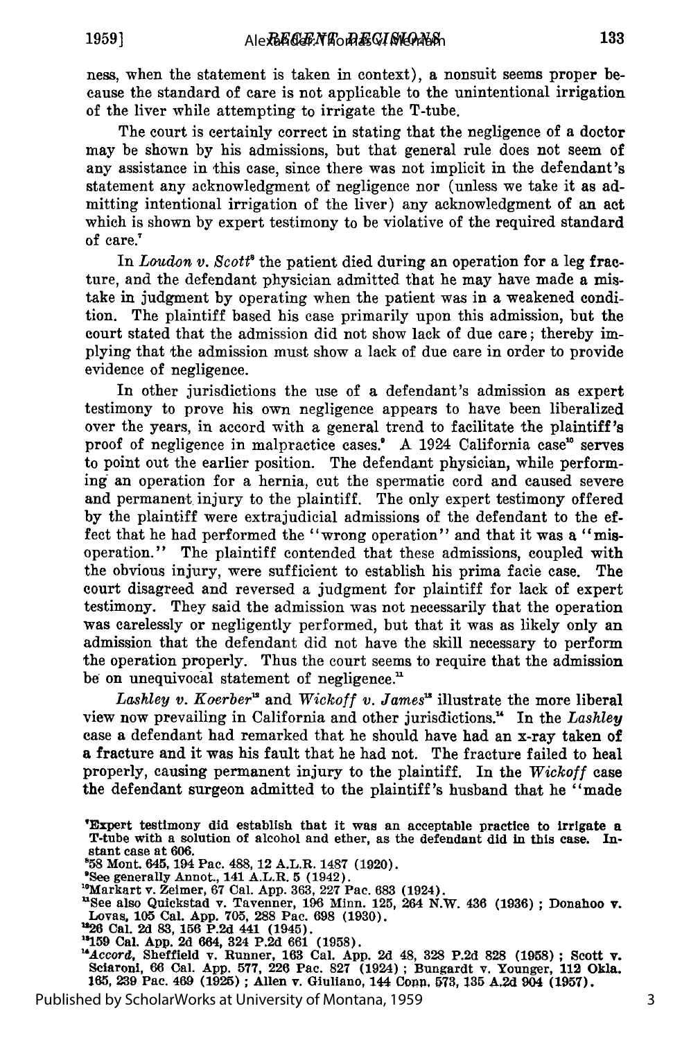ness, when the statement is taken in context), a nonsuit seems proper because the standard of care is not applicable to the unintentional irrigation of the liver while attempting to irrigate the T-tube.

The court is certainly correct in stating that the negligence of a doctor may be shown by his admissions, but that general rule does not seem of any assistance in this case, since there was not implicit in the defendant's statement any acknowledgment of negligence nor (unless we take it as admitting intentional irrigation of the liver) any acknowledgment of an act which is shown by expert testimony to be violative of the required standard of care.[7]

In *Loudon v. Scott*[8] the patient died during an operation for a leg fracture, and the defendant physician admitted that he may have made a mistake in judgment by operating when the patient was in a weakened condition. The plaintiff based his case primarily upon this admission, but the court stated that the admission did not show lack of due care; thereby implying that the admission must show a lack of due care in order to provide evidence of negligence.

In other jurisdictions the use of a defendant's admission as expert testimony to prove his own negligence appears to have been liberalized over the years, in accord with a general trend to facilitate the plaintiff's proof of negligence in malpractice cases.[9] A 1924 California case[10] serves to point out the earlier position. The defendant physician, while performing an operation for a hernia, cut the spermatic cord and caused severe and permanent injury to the plaintiff. The only expert testimony offered by the plaintiff were extrajudicial admissions of the defendant to the effect that he had performed the "wrong operation" and that it was a "misoperation." The plaintiff contended that these admissions, coupled with the obvious injury, were sufficient to establish his prima facie case. The court disagreed and reversed a judgment for plaintiff for lack of expert testimony. They said the admission was not necessarily that the operation was carelessly or negligently performed, but that it was as likely only an admission that the defendant did not have the skill necessary to perform the operation properly. Thus the court seems to require that the admission be on unequivocal statement of negligence.[11]

*Lashley v. Koerber*[12] and *Wickoff v. James*[13] illustrate the more liberal view now prevailing in California and other jurisdictions.[14] In the *Lashley* case a defendant had remarked that he should have had an x-ray taken of a fracture and it was his fault that he had not. The fracture failed to heal properly, causing permanent injury to the plaintiff. In the *Wickoff* case the defendant surgeon admitted to the plaintiff's husband that he "made

---

[7]Expert testimony did establish that it was an acceptable practice to irrigate a T-tube with a solution of alcohol and ether, as the defendant did in this case. Instant case at 606.

[8]58 Mont. 645, 194 Pac. 488, 12 A.L.R. 1487 (1920).

[9]See generally Annot., 141 A.L.R. 5 (1942).

[10]Markart v. Zeimer, 67 Cal. App. 363, 227 Pac. 683 (1924).

[11]See also Quickstad v. Tavenner, 196 Minn. 125, 264 N.W. 436 (1936); Donahoo v. Lovas, 105 Cal. App. 705, 288 Pac. 698 (1930).

[12]26 Cal. 2d 83, 156 P.2d 441 (1945).

[13]159 Cal. App. 2d 664, 324 P.2d 661 (1958).

[14]*Accord*, Sheffield v. Runner, 163 Cal. App. 2d 48, 328 P.2d 828 (1958); Scott v. Sciaroni, 66 Cal. App. 577, 226 Pac. 827 (1924); Bungardt v. Younger, 112 Okla. 165, 239 Pac. 469 (1925); Allen v. Giuliano, 144 Conn. 573, 135 A.2d 904 (1957).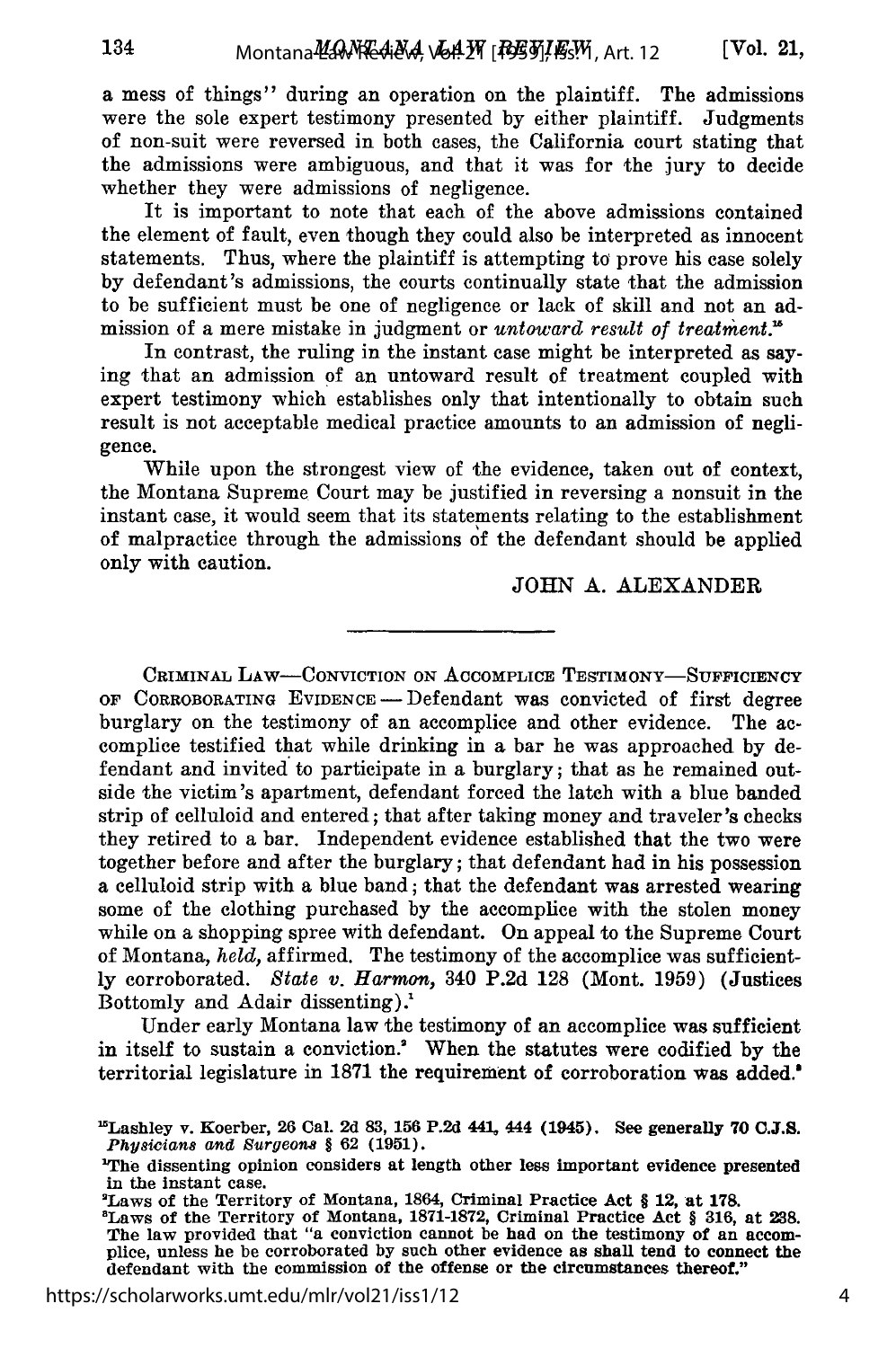a mess of things" during an operation on the plaintiff. The admissions were the sole expert testimony presented by either plaintiff. Judgments of non-suit were reversed in both cases, the California court stating that the admissions were ambiguous, and that it was for the jury to decide whether they were admissions of negligence.

It is important to note that each of the above admissions contained the element of fault, even though they could also be interpreted as innocent statements. Thus, where the plaintiff is attempting to prove his case solely by defendant's admissions, the courts continually state that the admission to be sufficient must be one of negligence or lack of skill and not an admission of a mere mistake in judgment or *untoward result of treatment.*[15]

In contrast, the ruling in the instant case might be interpreted as saying that an admission of an untoward result of treatment coupled with expert testimony which establishes only that intentionally to obtain such result is not acceptable medical practice amounts to an admission of negligence.

While upon the strongest view of the evidence, taken out of context, the Montana Supreme Court may be justified in reversing a nonsuit in the instant case, it would seem that its statements relating to the establishment of malpractice through the admissions of the defendant should be applied only with caution.

JOHN A. ALEXANDER

---

CRIMINAL LAW—CONVICTION ON ACCOMPLICE TESTIMONY—SUFFICIENCY OF CORROBORATING EVIDENCE — Defendant was convicted of first degree burglary on the testimony of an accomplice and other evidence. The accomplice testified that while drinking in a bar he was approached by defendant and invited to participate in a burglary; that as he remained outside the victim's apartment, defendant forced the latch with a blue banded strip of celluloid and entered; that after taking money and traveler's checks they retired to a bar. Independent evidence established that the two were together before and after the burglary; that defendant had in his possession a celluloid strip with a blue band; that the defendant was arrested wearing some of the clothing purchased by the accomplice with the stolen money while on a shopping spree with defendant. On appeal to the Supreme Court of Montana, *held,* affirmed. The testimony of the accomplice was sufficiently corroborated. *State v. Harmon,* 340 P.2d 128 (Mont. 1959) (Justices Bottomly and Adair dissenting).[1]

Under early Montana law the testimony of an accomplice was sufficient in itself to sustain a conviction.[2] When the statutes were codified by the territorial legislature in 1871 the requirement of corroboration was added.[3]

---

[15]Lashley v. Koerber, 26 Cal. 2d 83, 156 P.2d 441, 444 (1945). See generally 70 C.J.S. *Physicians and Surgeons* § 62 (1951).

[1]The dissenting opinion considers at length other less important evidence presented in the instant case.

[2]Laws of the Territory of Montana, 1864, Criminal Practice Act § 12, at 178.

[3]Laws of the Territory of Montana, 1871-1872, Criminal Practice Act § 316, at 238. The law provided that "a conviction cannot be had on the testimony of an accomplice, unless he be corroborated by such other evidence as shall tend to connect the defendant with the commission of the offense or the circumstances thereof."